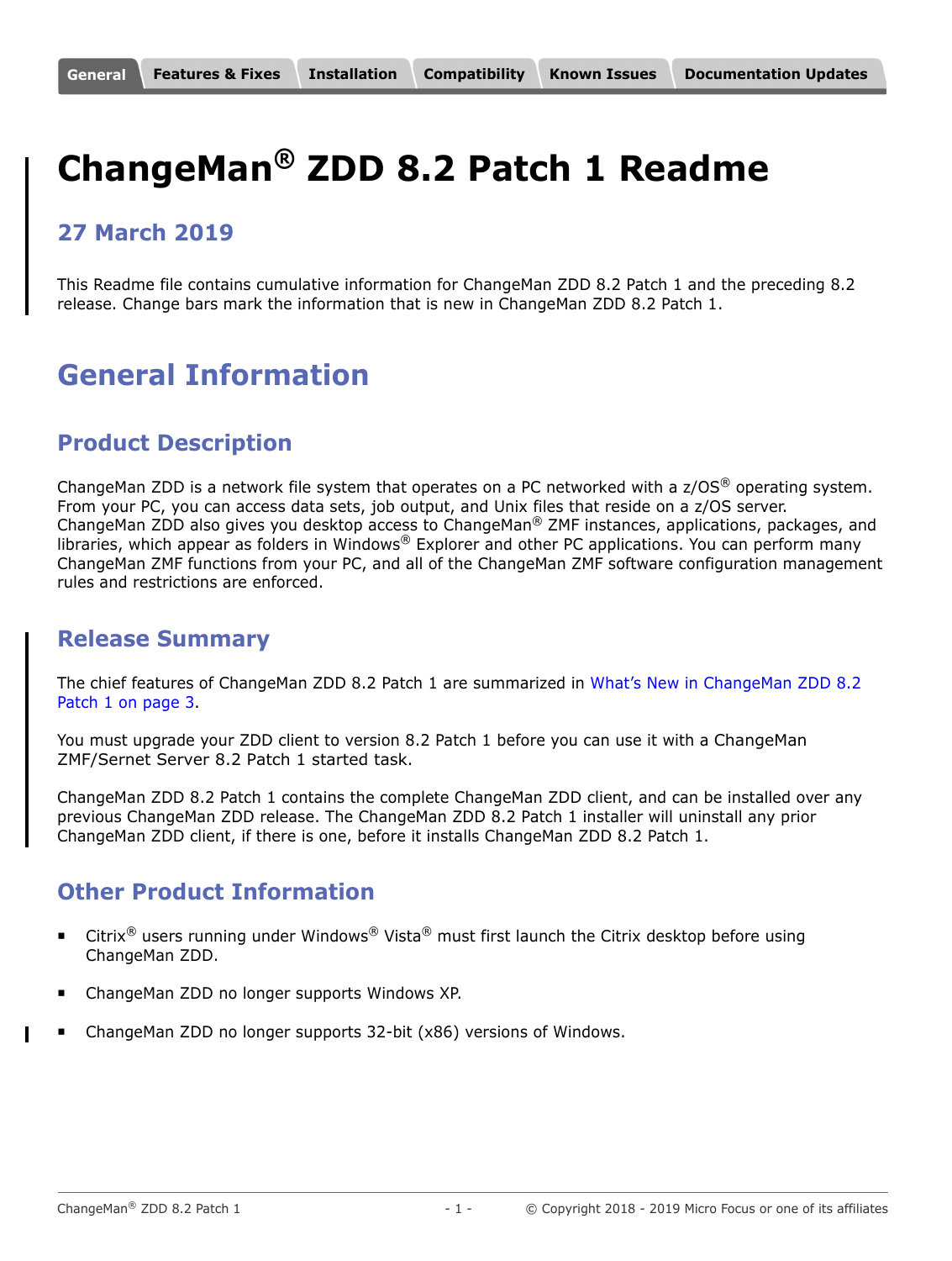General | Features & Fixes | Installation | Compatibility | Known Issues | Documentation Updates

# ChangeMan® ZDD 8.2 Patch 1 Readme

### 27 March 2019

This Readme file contains cumulative information for ChangeMan ZDD 8.2 Patch 1 and the preceding 8.2 release. Change bars mark the information that is new in ChangeMan ZDD 8.2 Patch 1.

## General Information

### Product Description

ChangeMan ZDD is a network file system that operates on a PC networked with a z/OS® operating system. From your PC, you can access data sets, job output, and Unix files that reside on a z/OS server. ChangeMan ZDD also gives you desktop access to ChangeMan® ZMF instances, applications, packages, and libraries, which appear as folders in Windows® Explorer and other PC applications. You can perform many ChangeMan ZMF functions from your PC, and all of the ChangeMan ZMF software configuration management rules and restrictions are enforced.

### Release Summary

The chief features of ChangeMan ZDD 8.2 Patch 1 are summarized in What's New in ChangeMan ZDD 8.2 Patch 1 on page 3.

You must upgrade your ZDD client to version 8.2 Patch 1 before you can use it with a ChangeMan ZMF/Sernet Server 8.2 Patch 1 started task.

ChangeMan ZDD 8.2 Patch 1 contains the complete ChangeMan ZDD client, and can be installed over any previous ChangeMan ZDD release. The ChangeMan ZDD 8.2 Patch 1 installer will uninstall any prior ChangeMan ZDD client, if there is one, before it installs ChangeMan ZDD 8.2 Patch 1.

### Other Product Information

- Citrix® users running under Windows® Vista® must first launch the Citrix desktop before using ChangeMan ZDD.
- ChangeMan ZDD no longer supports Windows XP.
- ChangeMan ZDD no longer supports 32-bit (x86) versions of Windows.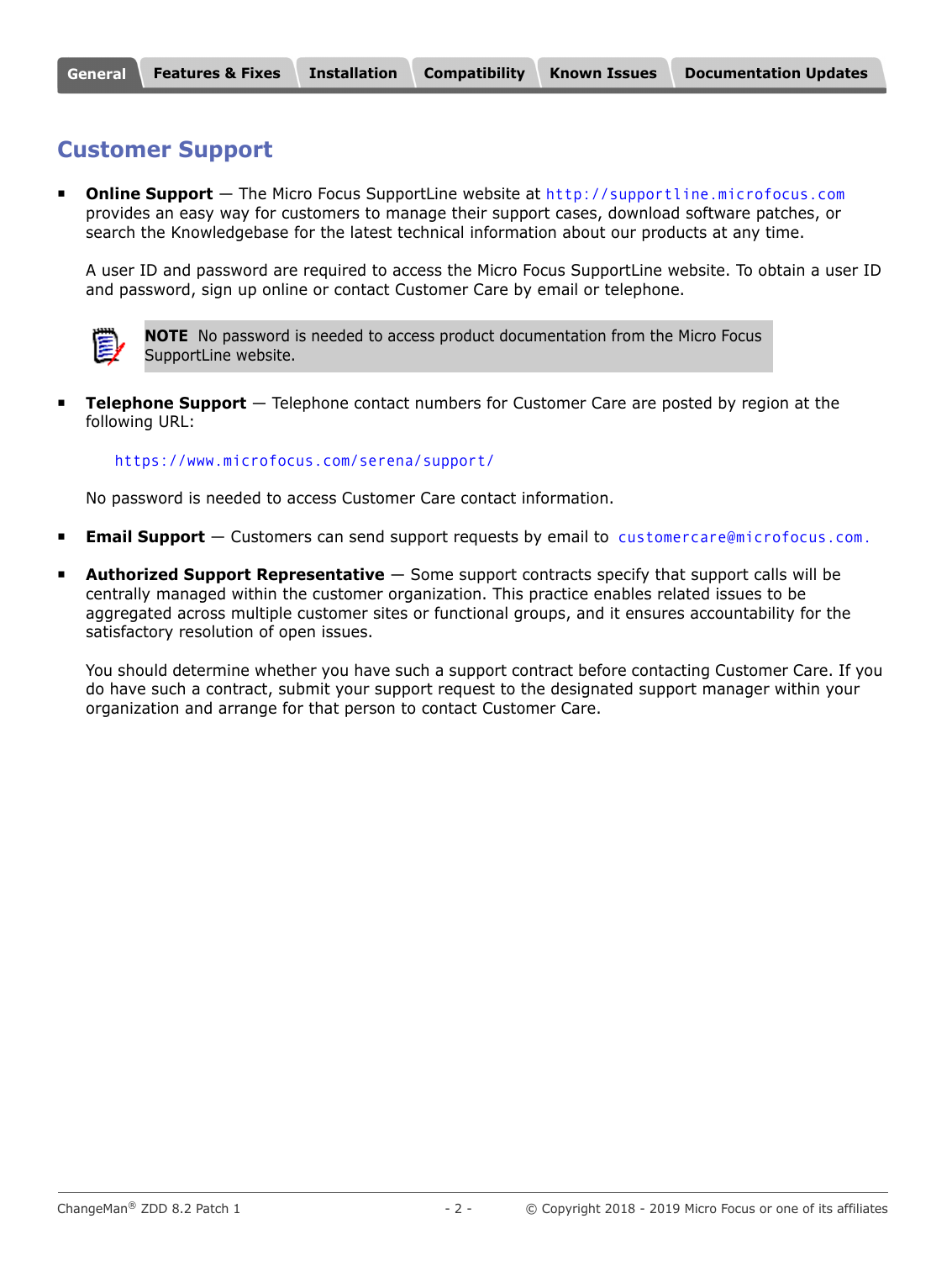## Customer Support

- **Online Support** — The Micro Focus SupportLine website at http://supportline.microfocus.com provides an easy way for customers to manage their support cases, download software patches, or search the Knowledgebase for the latest technical information about our products at any time.

  A user ID and password are required to access the Micro Focus SupportLine website. To obtain a user ID and password, sign up online or contact Customer Care by email or telephone.

  **NOTE** No password is needed to access product documentation from the Micro Focus SupportLine website.

- **Telephone Support** — Telephone contact numbers for Customer Care are posted by region at the following URL:

  https://www.microfocus.com/serena/support/

  No password is needed to access Customer Care contact information.

- **Email Support** — Customers can send support requests by email to customercare@microfocus.com.

- **Authorized Support Representative** — Some support contracts specify that support calls will be centrally managed within the customer organization. This practice enables related issues to be aggregated across multiple customer sites or functional groups, and it ensures accountability for the satisfactory resolution of open issues.

  You should determine whether you have such a support contract before contacting Customer Care. If you do have such a contract, submit your support request to the designated support manager within your organization and arrange for that person to contact Customer Care.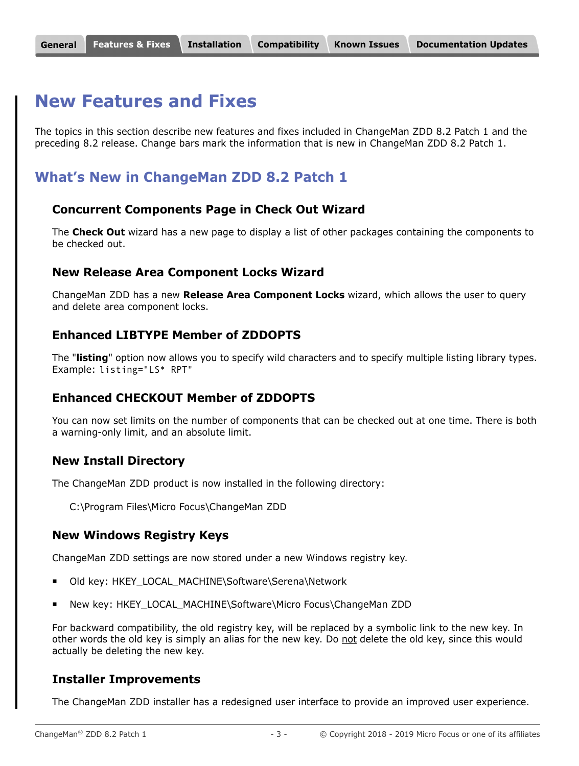# New Features and Fixes

The topics in this section describe new features and fixes included in ChangeMan ZDD 8.2 Patch 1 and the preceding 8.2 release. Change bars mark the information that is new in ChangeMan ZDD 8.2 Patch 1.

## What's New in ChangeMan ZDD 8.2 Patch 1

### Concurrent Components Page in Check Out Wizard

The **Check Out** wizard has a new page to display a list of other packages containing the components to be checked out.

### New Release Area Component Locks Wizard

ChangeMan ZDD has a new **Release Area Component Locks** wizard, which allows the user to query and delete area component locks.

### Enhanced LIBTYPE Member of ZDDOPTS

The "**listing**" option now allows you to specify wild characters and to specify multiple listing library types. Example: `listing="LS* RPT"`

### Enhanced CHECKOUT Member of ZDDOPTS

You can now set limits on the number of components that can be checked out at one time. There is both a warning-only limit, and an absolute limit.

### New Install Directory

The ChangeMan ZDD product is now installed in the following directory:

C:\Program Files\Micro Focus\ChangeMan ZDD

### New Windows Registry Keys

ChangeMan ZDD settings are now stored under a new Windows registry key.

- Old key: HKEY_LOCAL_MACHINE\Software\Serena\Network
- New key: HKEY_LOCAL_MACHINE\Software\Micro Focus\ChangeMan ZDD

For backward compatibility, the old registry key, will be replaced by a symbolic link to the new key. In other words the old key is simply an alias for the new key. Do not delete the old key, since this would actually be deleting the new key.

### Installer Improvements

The ChangeMan ZDD installer has a redesigned user interface to provide an improved user experience.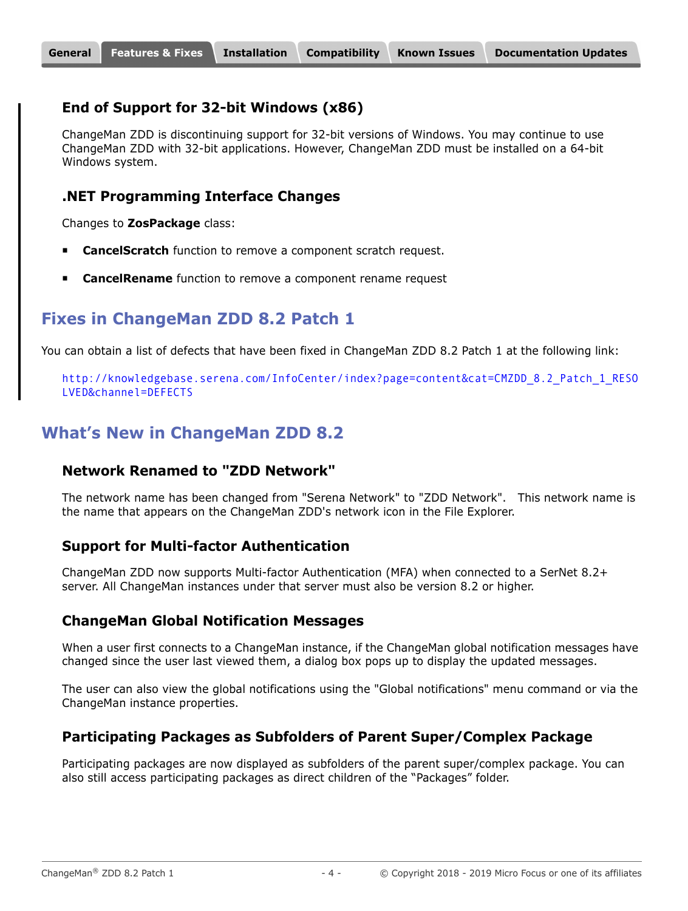### End of Support for 32-bit Windows (x86)

ChangeMan ZDD is discontinuing support for 32-bit versions of Windows. You may continue to use ChangeMan ZDD with 32-bit applications. However, ChangeMan ZDD must be installed on a 64-bit Windows system.

### .NET Programming Interface Changes

Changes to **ZosPackage** class:

- **CancelScratch** function to remove a component scratch request.
- **CancelRename** function to remove a component rename request

## Fixes in ChangeMan ZDD 8.2 Patch 1

You can obtain a list of defects that have been fixed in ChangeMan ZDD 8.2 Patch 1 at the following link:

http://knowledgebase.serena.com/InfoCenter/index?page=content&cat=CMZDD_8.2_Patch_1_RESOLVED&channel=DEFECTS

## What's New in ChangeMan ZDD 8.2

### Network Renamed to "ZDD Network"

The network name has been changed from "Serena Network" to "ZDD Network". This network name is the name that appears on the ChangeMan ZDD's network icon in the File Explorer.

### Support for Multi-factor Authentication

ChangeMan ZDD now supports Multi-factor Authentication (MFA) when connected to a SerNet 8.2+ server. All ChangeMan instances under that server must also be version 8.2 or higher.

### ChangeMan Global Notification Messages

When a user first connects to a ChangeMan instance, if the ChangeMan global notification messages have changed since the user last viewed them, a dialog box pops up to display the updated messages.

The user can also view the global notifications using the "Global notifications" menu command or via the ChangeMan instance properties.

### Participating Packages as Subfolders of Parent Super/Complex Package

Participating packages are now displayed as subfolders of the parent super/complex package. You can also still access participating packages as direct children of the "Packages" folder.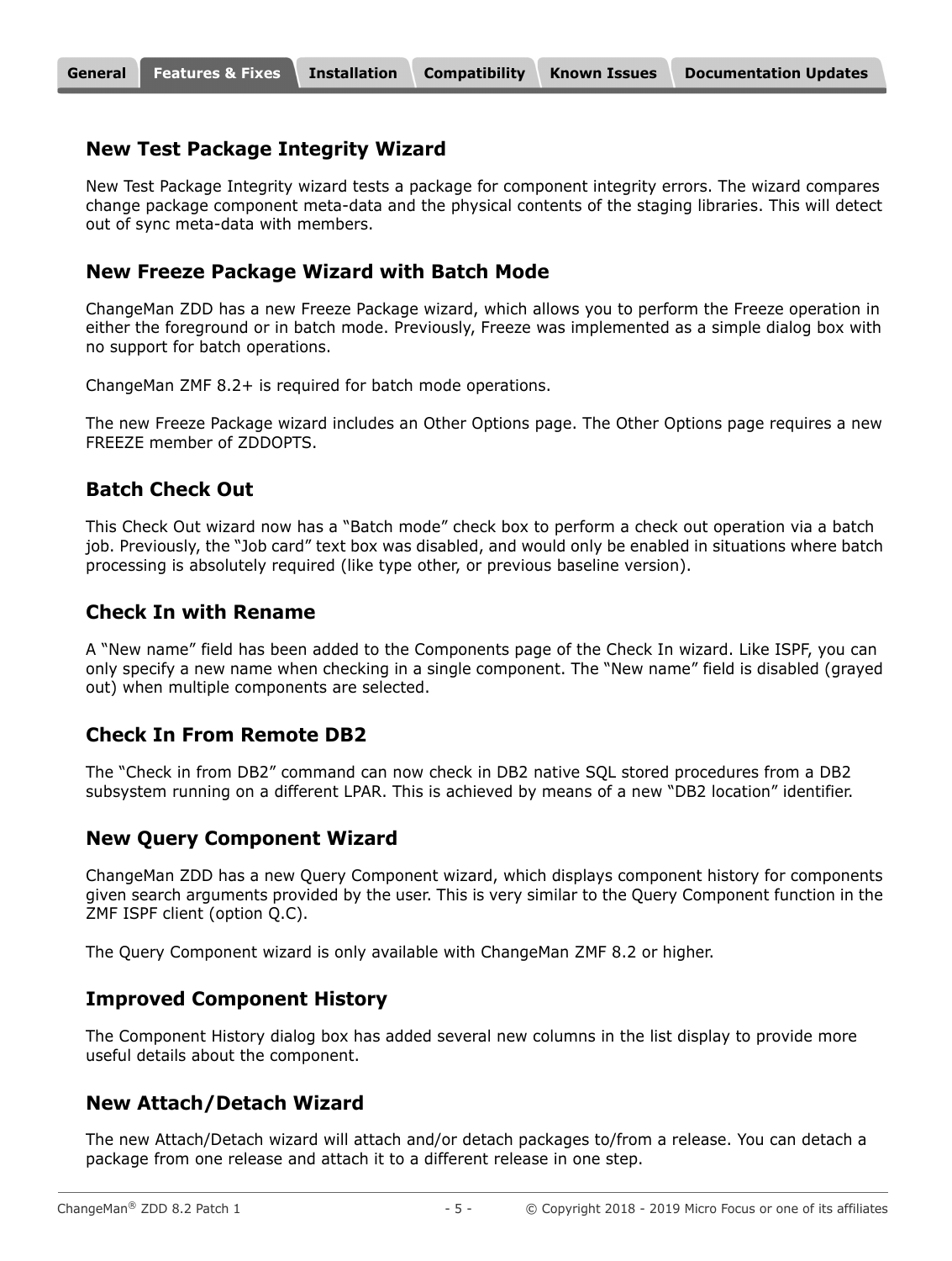## New Test Package Integrity Wizard

New Test Package Integrity wizard tests a package for component integrity errors. The wizard compares change package component meta-data and the physical contents of the staging libraries. This will detect out of sync meta-data with members.

## New Freeze Package Wizard with Batch Mode

ChangeMan ZDD has a new Freeze Package wizard, which allows you to perform the Freeze operation in either the foreground or in batch mode. Previously, Freeze was implemented as a simple dialog box with no support for batch operations.

ChangeMan ZMF 8.2+ is required for batch mode operations.

The new Freeze Package wizard includes an Other Options page. The Other Options page requires a new FREEZE member of ZDDOPTS.

## Batch Check Out

This Check Out wizard now has a "Batch mode" check box to perform a check out operation via a batch job. Previously, the "Job card" text box was disabled, and would only be enabled in situations where batch processing is absolutely required (like type other, or previous baseline version).

## Check In with Rename

A "New name" field has been added to the Components page of the Check In wizard. Like ISPF, you can only specify a new name when checking in a single component. The "New name" field is disabled (grayed out) when multiple components are selected.

## Check In From Remote DB2

The "Check in from DB2" command can now check in DB2 native SQL stored procedures from a DB2 subsystem running on a different LPAR. This is achieved by means of a new "DB2 location" identifier.

## New Query Component Wizard

ChangeMan ZDD has a new Query Component wizard, which displays component history for components given search arguments provided by the user. This is very similar to the Query Component function in the ZMF ISPF client (option Q.C).

The Query Component wizard is only available with ChangeMan ZMF 8.2 or higher.

## Improved Component History

The Component History dialog box has added several new columns in the list display to provide more useful details about the component.

## New Attach/Detach Wizard

The new Attach/Detach wizard will attach and/or detach packages to/from a release. You can detach a package from one release and attach it to a different release in one step.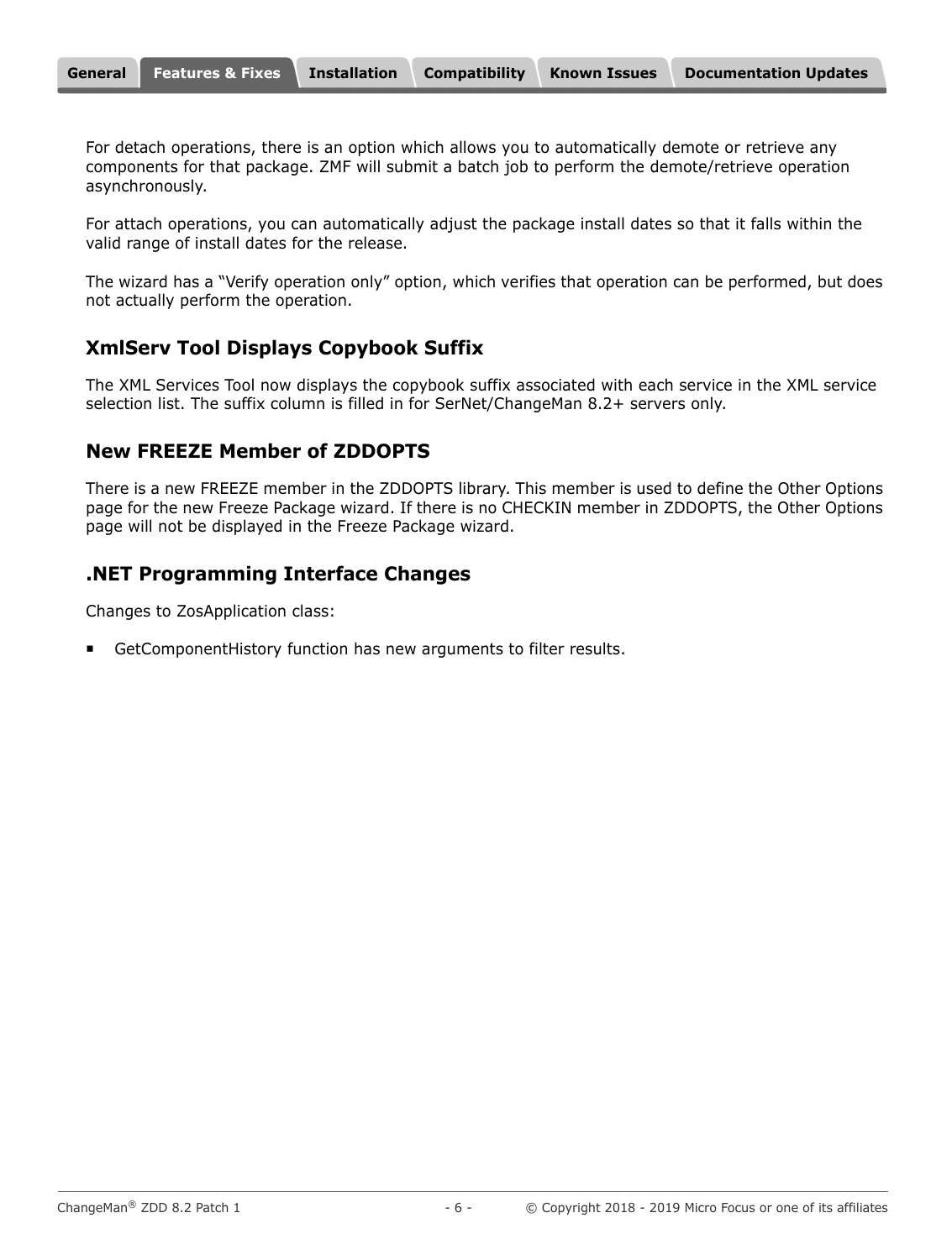For detach operations, there is an option which allows you to automatically demote or retrieve any components for that package. ZMF will submit a batch job to perform the demote/retrieve operation asynchronously.

For attach operations, you can automatically adjust the package install dates so that it falls within the valid range of install dates for the release.

The wizard has a "Verify operation only" option, which verifies that operation can be performed, but does not actually perform the operation.

## XmlServ Tool Displays Copybook Suffix

The XML Services Tool now displays the copybook suffix associated with each service in the XML service selection list. The suffix column is filled in for SerNet/ChangeMan 8.2+ servers only.

## New FREEZE Member of ZDDOPTS

There is a new FREEZE member in the ZDDOPTS library. This member is used to define the Other Options page for the new Freeze Package wizard. If there is no CHECKIN member in ZDDOPTS, the Other Options page will not be displayed in the Freeze Package wizard.

## .NET Programming Interface Changes

Changes to ZosApplication class:

- GetComponentHistory function has new arguments to filter results.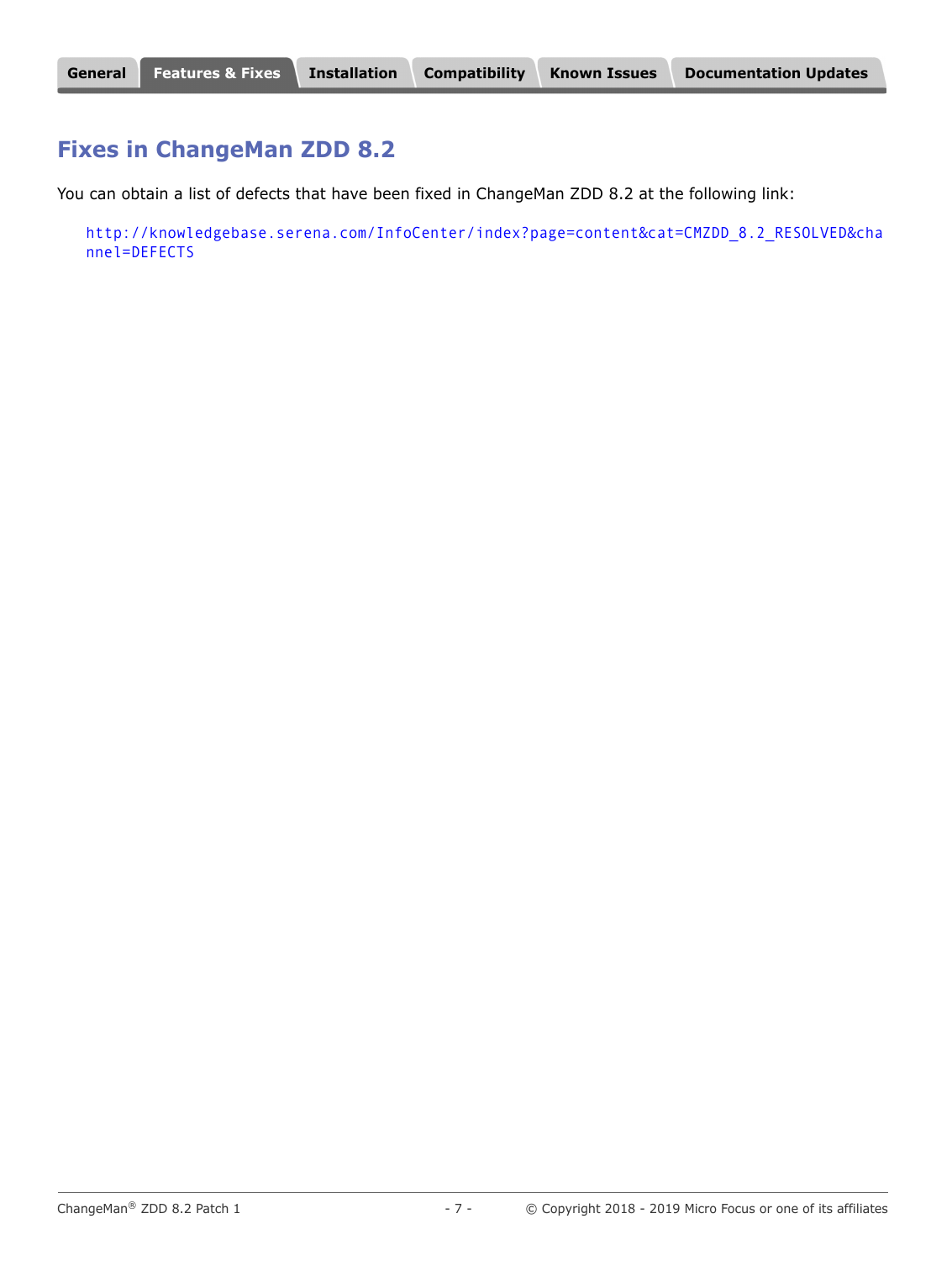## Fixes in ChangeMan ZDD 8.2

You can obtain a list of defects that have been fixed in ChangeMan ZDD 8.2 at the following link:

http://knowledgebase.serena.com/InfoCenter/index?page=content&cat=CMZDD_8.2_RESOLVED&channel=DEFECTS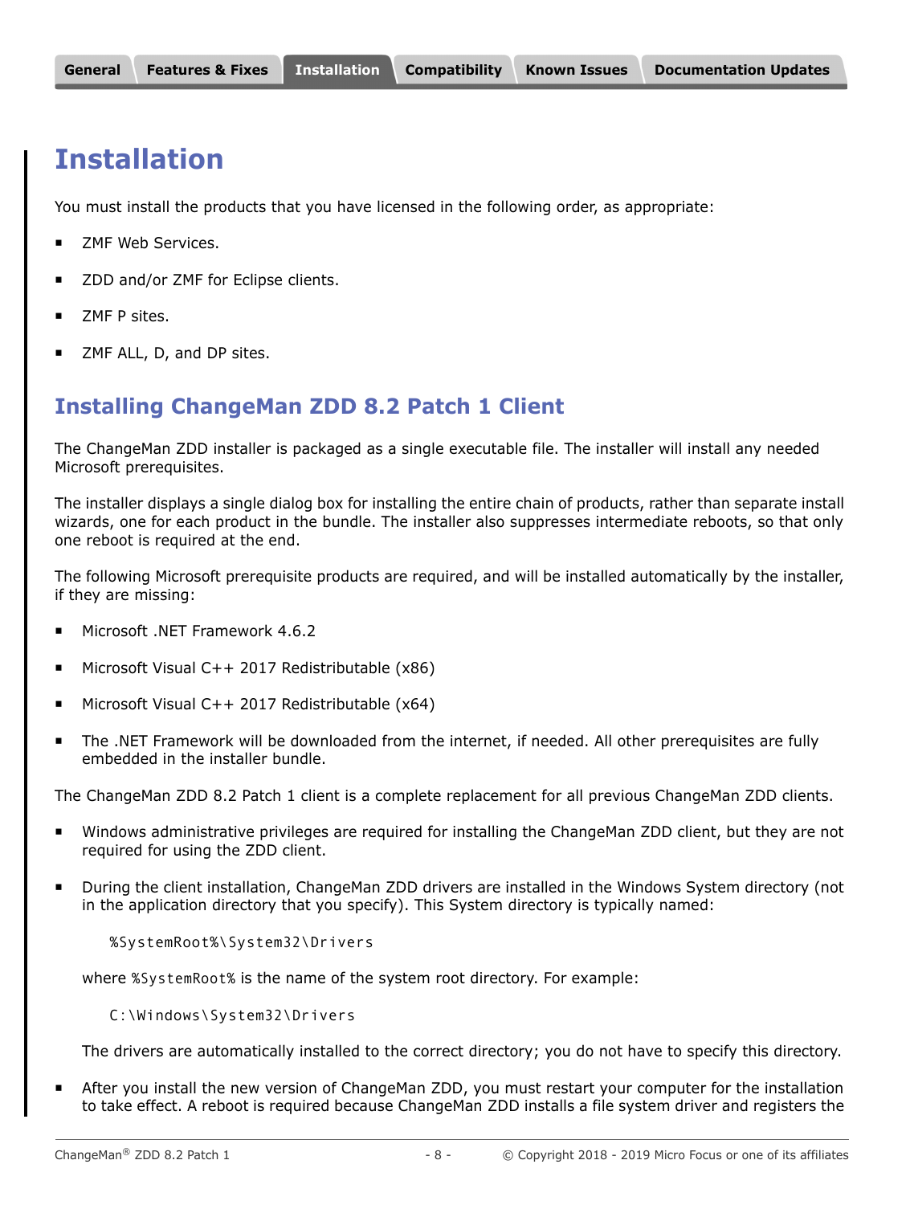# Installation

You must install the products that you have licensed in the following order, as appropriate:

- ZMF Web Services.
- ZDD and/or ZMF for Eclipse clients.
- ZMF P sites.
- ZMF ALL, D, and DP sites.

## Installing ChangeMan ZDD 8.2 Patch 1 Client

The ChangeMan ZDD installer is packaged as a single executable file. The installer will install any needed Microsoft prerequisites.

The installer displays a single dialog box for installing the entire chain of products, rather than separate install wizards, one for each product in the bundle. The installer also suppresses intermediate reboots, so that only one reboot is required at the end.

The following Microsoft prerequisite products are required, and will be installed automatically by the installer, if they are missing:

- Microsoft .NET Framework 4.6.2
- Microsoft Visual C++ 2017 Redistributable (x86)
- Microsoft Visual C++ 2017 Redistributable (x64)
- The .NET Framework will be downloaded from the internet, if needed. All other prerequisites are fully embedded in the installer bundle.

The ChangeMan ZDD 8.2 Patch 1 client is a complete replacement for all previous ChangeMan ZDD clients.

- Windows administrative privileges are required for installing the ChangeMan ZDD client, but they are not required for using the ZDD client.
- During the client installation, ChangeMan ZDD drivers are installed in the Windows System directory (not in the application directory that you specify). This System directory is typically named:

  ```
  %SystemRoot%\System32\Drivers
  ```

  where `%SystemRoot%` is the name of the system root directory. For example:

  ```
  C:\Windows\System32\Drivers
  ```

  The drivers are automatically installed to the correct directory; you do not have to specify this directory.

- After you install the new version of ChangeMan ZDD, you must restart your computer for the installation to take effect. A reboot is required because ChangeMan ZDD installs a file system driver and registers the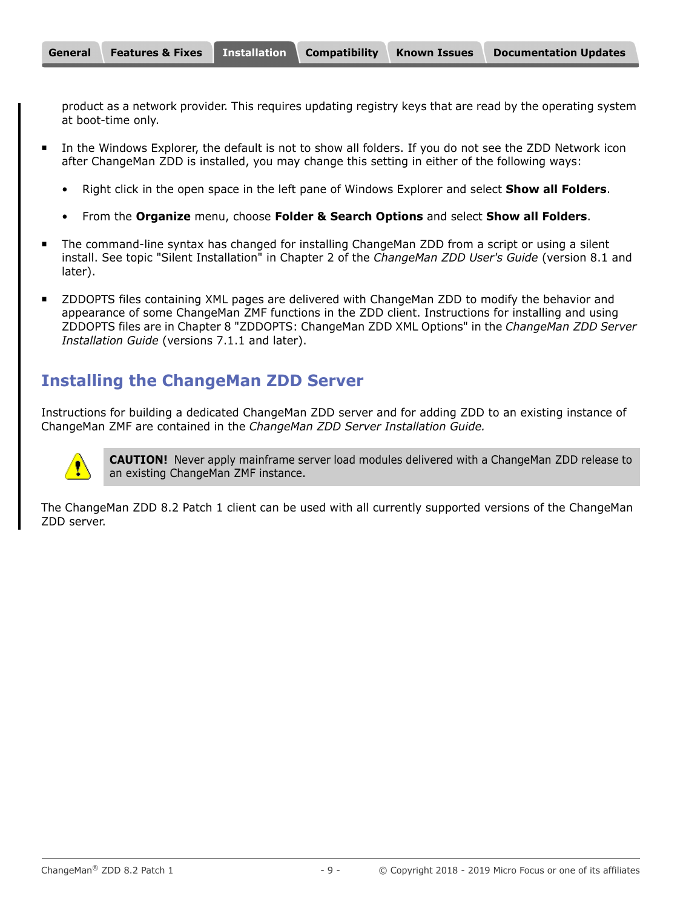product as a network provider. This requires updating registry keys that are read by the operating system at boot-time only.

- In the Windows Explorer, the default is not to show all folders. If you do not see the ZDD Network icon after ChangeMan ZDD is installed, you may change this setting in either of the following ways:
  - Right click in the open space in the left pane of Windows Explorer and select **Show all Folders**.
  - From the **Organize** menu, choose **Folder & Search Options** and select **Show all Folders**.
- The command-line syntax has changed for installing ChangeMan ZDD from a script or using a silent install. See topic "Silent Installation" in Chapter 2 of the *ChangeMan ZDD User's Guide* (version 8.1 and later).
- ZDDOPTS files containing XML pages are delivered with ChangeMan ZDD to modify the behavior and appearance of some ChangeMan ZMF functions in the ZDD client. Instructions for installing and using ZDDOPTS files are in Chapter 8 "ZDDOPTS: ChangeMan ZDD XML Options" in the *ChangeMan ZDD Server Installation Guide* (versions 7.1.1 and later).

## Installing the ChangeMan ZDD Server

Instructions for building a dedicated ChangeMan ZDD server and for adding ZDD to an existing instance of ChangeMan ZMF are contained in the *ChangeMan ZDD Server Installation Guide.*

**CAUTION!** Never apply mainframe server load modules delivered with a ChangeMan ZDD release to an existing ChangeMan ZMF instance.

The ChangeMan ZDD 8.2 Patch 1 client can be used with all currently supported versions of the ChangeMan ZDD server.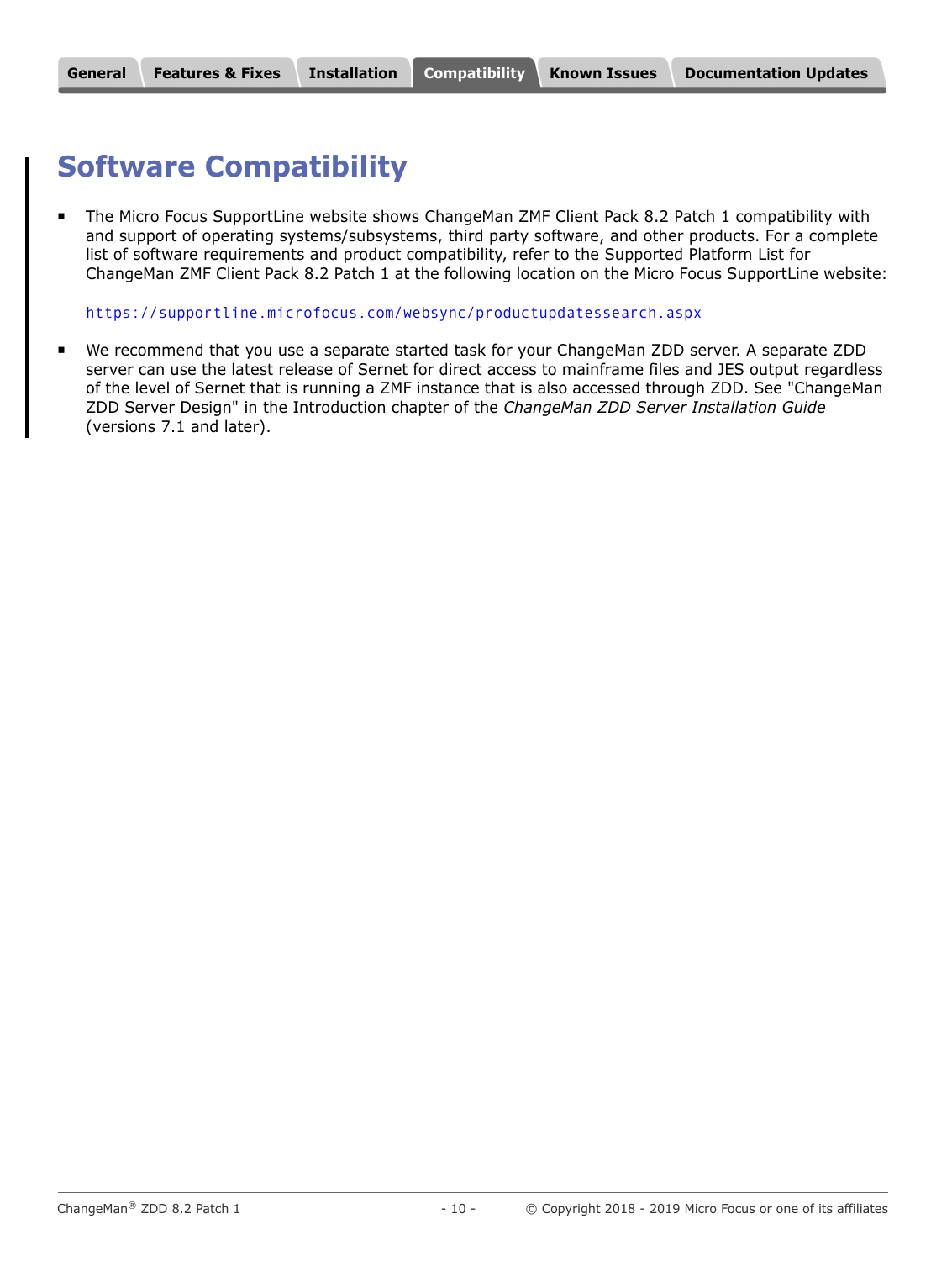# Software Compatibility

- The Micro Focus SupportLine website shows ChangeMan ZMF Client Pack 8.2 Patch 1 compatibility with and support of operating systems/subsystems, third party software, and other products. For a complete list of software requirements and product compatibility, refer to the Supported Platform List for ChangeMan ZMF Client Pack 8.2 Patch 1 at the following location on the Micro Focus SupportLine website:

  https://supportline.microfocus.com/websync/productupdatessearch.aspx

- We recommend that you use a separate started task for your ChangeMan ZDD server. A separate ZDD server can use the latest release of Sernet for direct access to mainframe files and JES output regardless of the level of Sernet that is running a ZMF instance that is also accessed through ZDD. See "ChangeMan ZDD Server Design" in the Introduction chapter of the *ChangeMan ZDD Server Installation Guide* (versions 7.1 and later).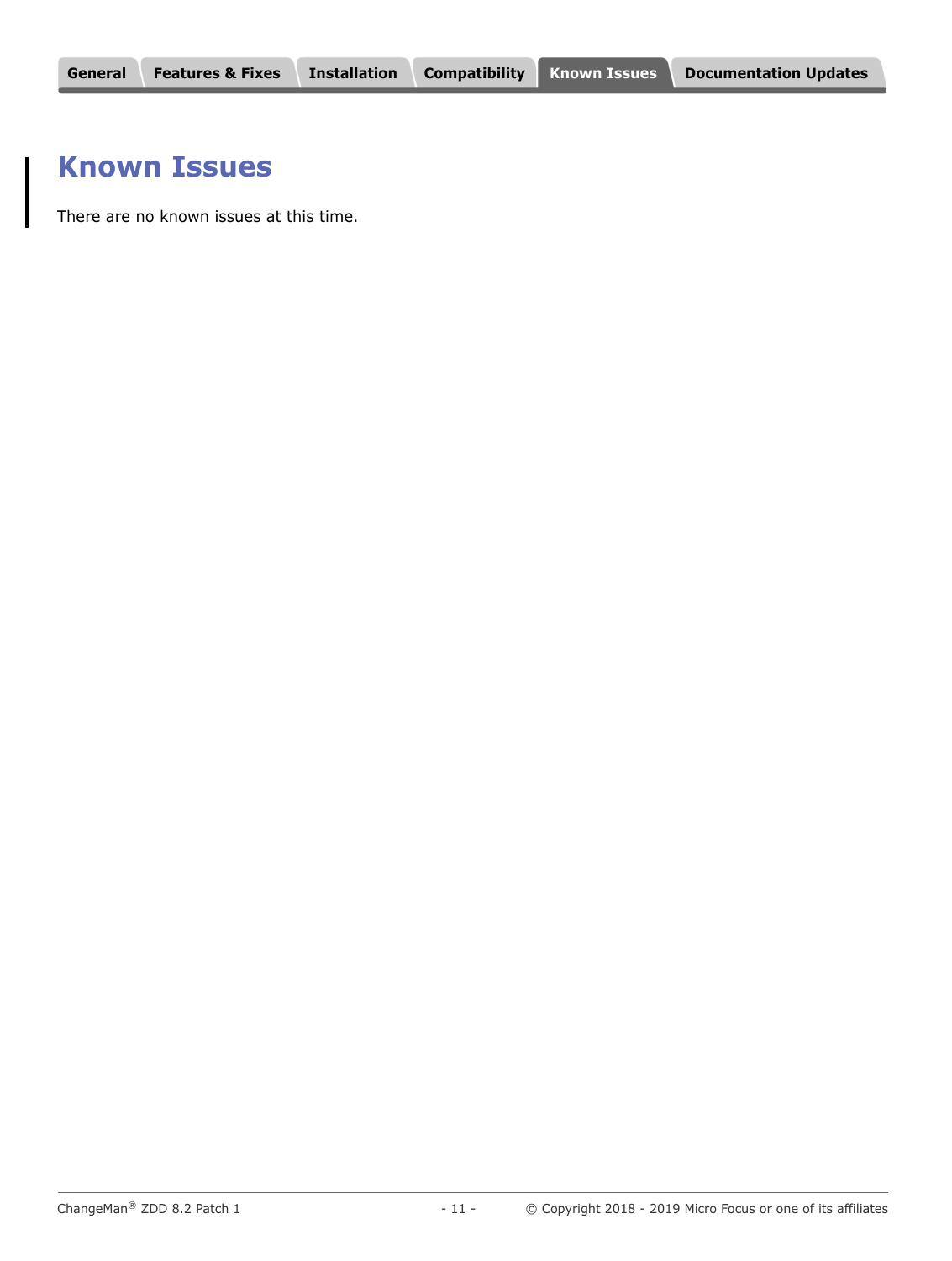# Known Issues

There are no known issues at this time.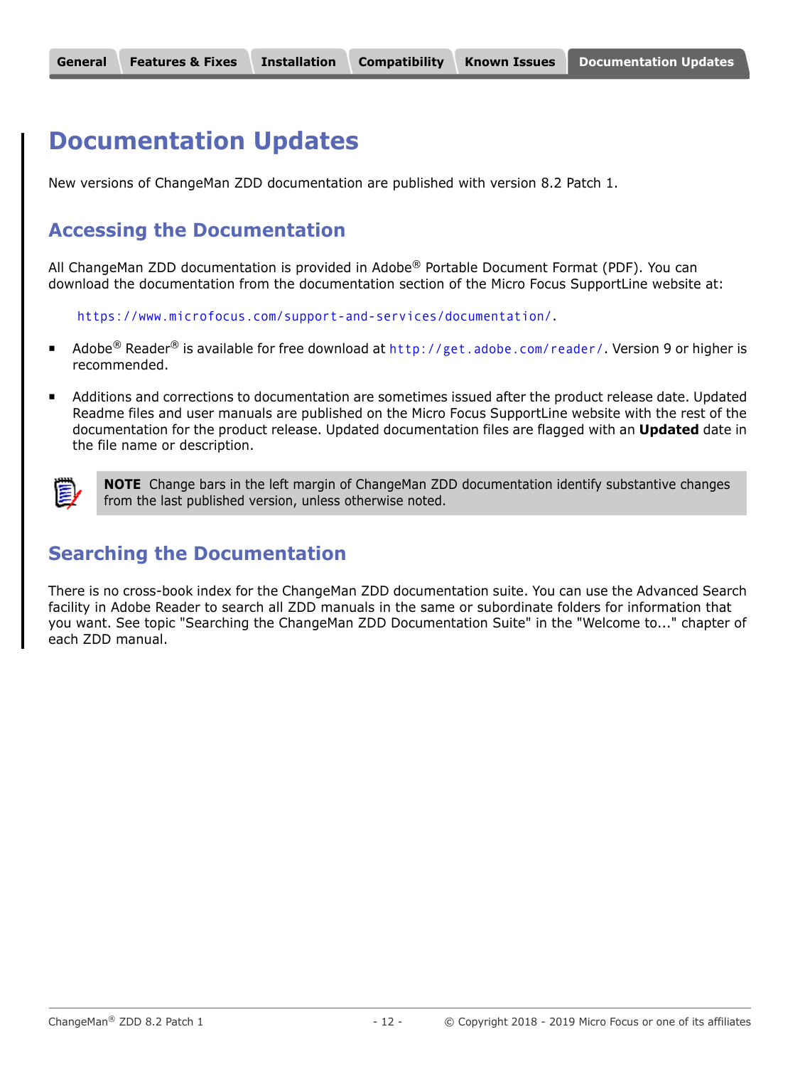General | Features & Fixes | Installation | Compatibility | Known Issues | Documentation Updates

# Documentation Updates

New versions of ChangeMan ZDD documentation are published with version 8.2 Patch 1.

## Accessing the Documentation

All ChangeMan ZDD documentation is provided in Adobe® Portable Document Format (PDF). You can download the documentation from the documentation section of the Micro Focus SupportLine website at:

https://www.microfocus.com/support-and-services/documentation/.

- Adobe® Reader® is available for free download at http://get.adobe.com/reader/. Version 9 or higher is recommended.
- Additions and corrections to documentation are sometimes issued after the product release date. Updated Readme files and user manuals are published on the Micro Focus SupportLine website with the rest of the documentation for the product release. Updated documentation files are flagged with an **Updated** date in the file name or description.

**NOTE** Change bars in the left margin of ChangeMan ZDD documentation identify substantive changes from the last published version, unless otherwise noted.

## Searching the Documentation

There is no cross-book index for the ChangeMan ZDD documentation suite. You can use the Advanced Search facility in Adobe Reader to search all ZDD manuals in the same or subordinate folders for information that you want. See topic "Searching the ChangeMan ZDD Documentation Suite" in the "Welcome to..." chapter of each ZDD manual.